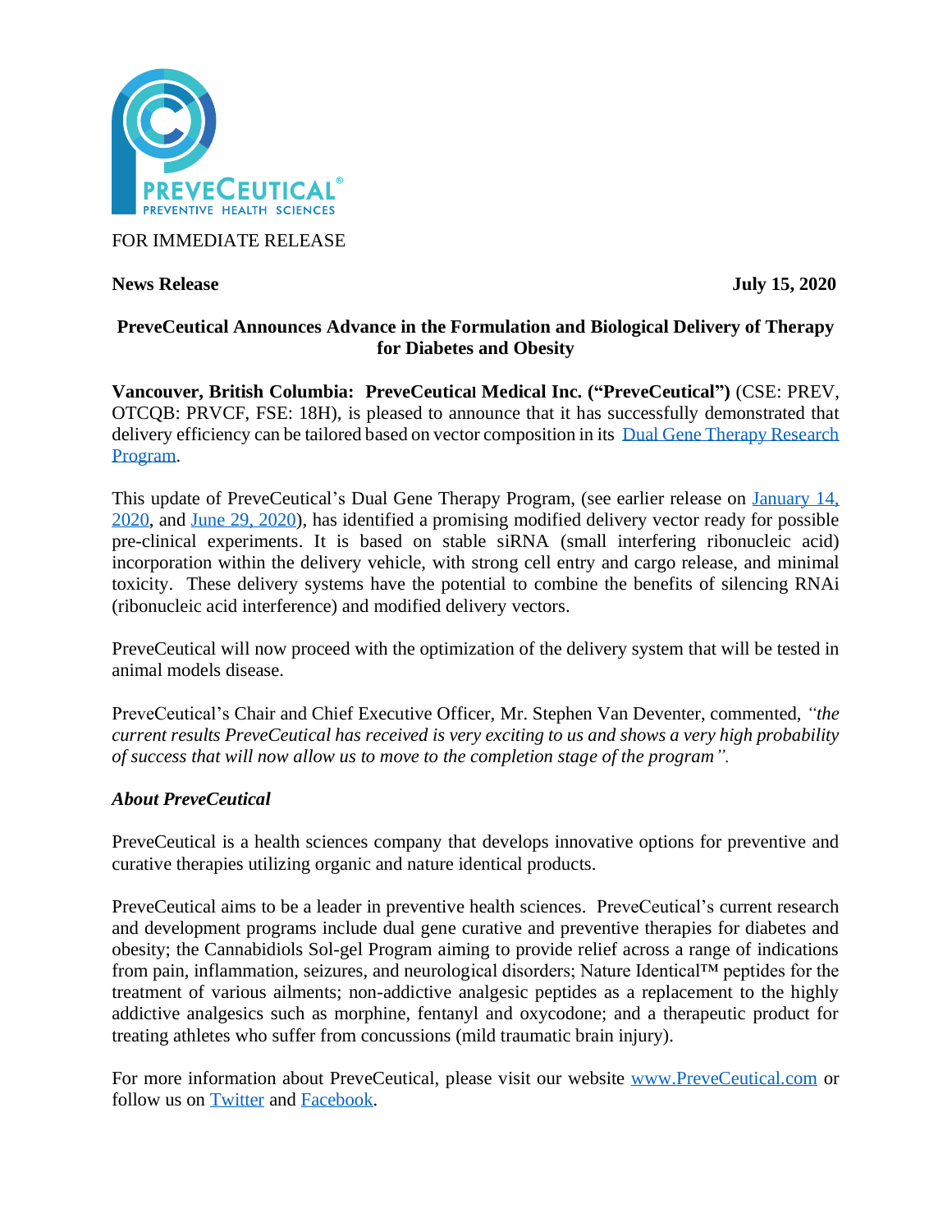PREVECEUTICAL®
PREVENTIVE HEALTH SCIENCES

FOR IMMEDIATE RELEASE

**News Release** **July 15, 2020**

**PreveCeutical Announces Advance in the Formulation and Biological Delivery of Therapy for Diabetes and Obesity**

**Vancouver, British Columbia: PreveCeutical Medical Inc. ("PreveCeutical")** (CSE: PREV, OTCQB: PRVCF, FSE: 18H), is pleased to announce that it has successfully demonstrated that delivery efficiency can be tailored based on vector composition in its Dual Gene Therapy Research Program.

This update of PreveCeutical's Dual Gene Therapy Program, (see earlier release on January 14, 2020, and June 29, 2020), has identified a promising modified delivery vector ready for possible pre-clinical experiments. It is based on stable siRNA (small interfering ribonucleic acid) incorporation within the delivery vehicle, with strong cell entry and cargo release, and minimal toxicity. These delivery systems have the potential to combine the benefits of silencing RNAi (ribonucleic acid interference) and modified delivery vectors.

PreveCeutical will now proceed with the optimization of the delivery system that will be tested in animal models disease.

PreveCeutical's Chair and Chief Executive Officer, Mr. Stephen Van Deventer, commented, *"the current results PreveCeutical has received is very exciting to us and shows a very high probability of success that will now allow us to move to the completion stage of the program".*

### *About PreveCeutical*

PreveCeutical is a health sciences company that develops innovative options for preventive and curative therapies utilizing organic and nature identical products.

PreveCeutical aims to be a leader in preventive health sciences. PreveCeutical's current research and development programs include dual gene curative and preventive therapies for diabetes and obesity; the Cannabidiols Sol-gel Program aiming to provide relief across a range of indications from pain, inflammation, seizures, and neurological disorders; Nature Identical™ peptides for the treatment of various ailments; non-addictive analgesic peptides as a replacement to the highly addictive analgesics such as morphine, fentanyl and oxycodone; and a therapeutic product for treating athletes who suffer from concussions (mild traumatic brain injury).

For more information about PreveCeutical, please visit our website www.PreveCeutical.com or follow us on Twitter and Facebook.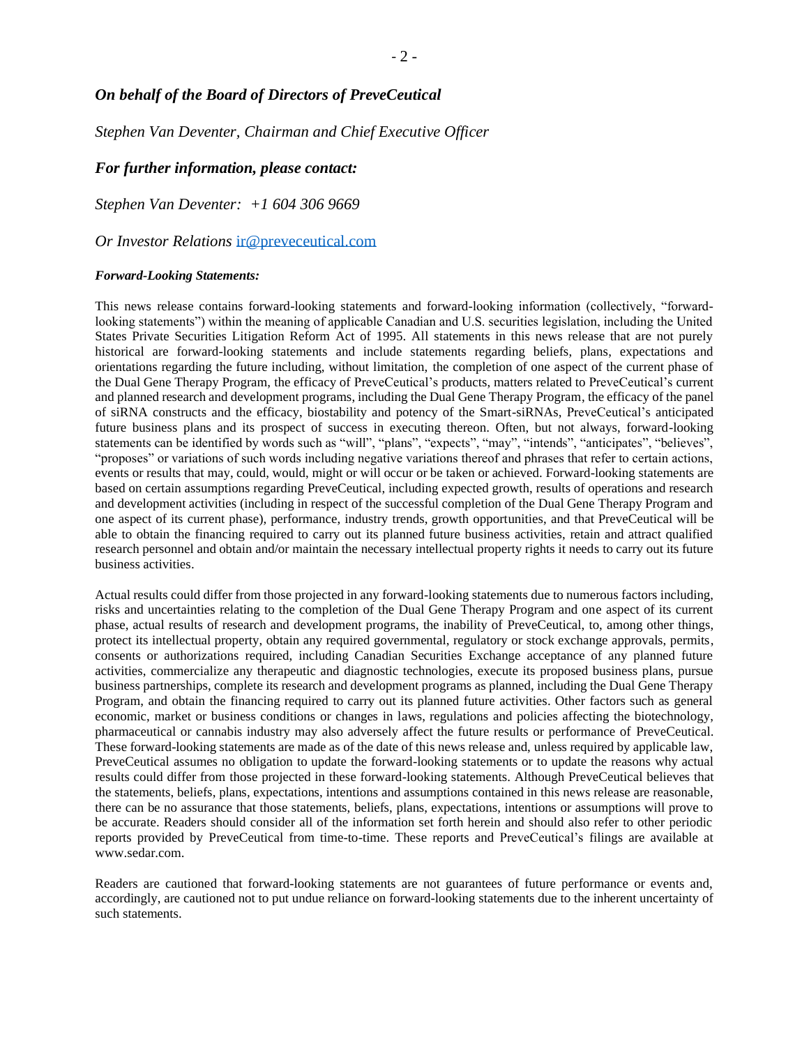***On behalf of the Board of Directors of PreveCeutical***

*Stephen Van Deventer, Chairman and Chief Executive Officer*

***For further information, please contact:***

*Stephen Van Deventer: +1 604 306 9669*

*Or Investor Relations* [ir@preveceutical.com](mailto:ir@preveceutical.com)

***Forward-Looking Statements:***

This news release contains forward-looking statements and forward-looking information (collectively, "forward-looking statements") within the meaning of applicable Canadian and U.S. securities legislation, including the United States Private Securities Litigation Reform Act of 1995. All statements in this news release that are not purely historical are forward-looking statements and include statements regarding beliefs, plans, expectations and orientations regarding the future including, without limitation, the completion of one aspect of the current phase of the Dual Gene Therapy Program, the efficacy of PreveCeutical's products, matters related to PreveCeutical's current and planned research and development programs, including the Dual Gene Therapy Program, the efficacy of the panel of siRNA constructs and the efficacy, biostability and potency of the Smart-siRNAs, PreveCeutical's anticipated future business plans and its prospect of success in executing thereon. Often, but not always, forward-looking statements can be identified by words such as "will", "plans", "expects", "may", "intends", "anticipates", "believes", "proposes" or variations of such words including negative variations thereof and phrases that refer to certain actions, events or results that may, could, would, might or will occur or be taken or achieved. Forward-looking statements are based on certain assumptions regarding PreveCeutical, including expected growth, results of operations and research and development activities (including in respect of the successful completion of the Dual Gene Therapy Program and one aspect of its current phase), performance, industry trends, growth opportunities, and that PreveCeutical will be able to obtain the financing required to carry out its planned future business activities, retain and attract qualified research personnel and obtain and/or maintain the necessary intellectual property rights it needs to carry out its future business activities.

Actual results could differ from those projected in any forward-looking statements due to numerous factors including, risks and uncertainties relating to the completion of the Dual Gene Therapy Program and one aspect of its current phase, actual results of research and development programs, the inability of PreveCeutical, to, among other things, protect its intellectual property, obtain any required governmental, regulatory or stock exchange approvals, permits, consents or authorizations required, including Canadian Securities Exchange acceptance of any planned future activities, commercialize any therapeutic and diagnostic technologies, execute its proposed business plans, pursue business partnerships, complete its research and development programs as planned, including the Dual Gene Therapy Program, and obtain the financing required to carry out its planned future activities. Other factors such as general economic, market or business conditions or changes in laws, regulations and policies affecting the biotechnology, pharmaceutical or cannabis industry may also adversely affect the future results or performance of PreveCeutical. These forward-looking statements are made as of the date of this news release and, unless required by applicable law, PreveCeutical assumes no obligation to update the forward-looking statements or to update the reasons why actual results could differ from those projected in these forward-looking statements. Although PreveCeutical believes that the statements, beliefs, plans, expectations, intentions and assumptions contained in this news release are reasonable, there can be no assurance that those statements, beliefs, plans, expectations, intentions or assumptions will prove to be accurate. Readers should consider all of the information set forth herein and should also refer to other periodic reports provided by PreveCeutical from time-to-time. These reports and PreveCeutical's filings are available at www.sedar.com.

Readers are cautioned that forward-looking statements are not guarantees of future performance or events and, accordingly, are cautioned not to put undue reliance on forward-looking statements due to the inherent uncertainty of such statements.